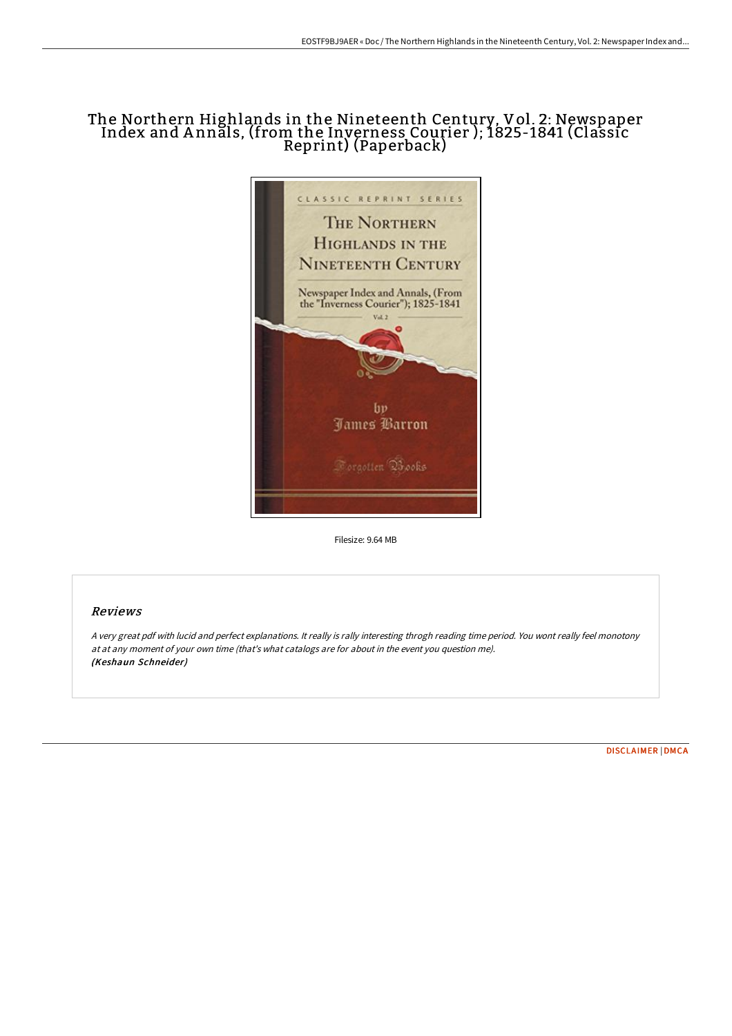# The Northern Highlands in the Nineteenth Century, Vol. 2: Newspaper Index and Annals, (from the Inverness Courier ); 1825-1841 (Classic Reprint) (Paperback)

Filesize: 9.64 MB

## Reviews

*A very great pdf with lucid and perfect explanations. It really is rally interesting throgh reading time period. You wont really feel monotony at at any moment of your own time (that's what catalogs are for about in the event you question me).*
***(Keshaun Schneider)***

DISCLAIMER | DMCA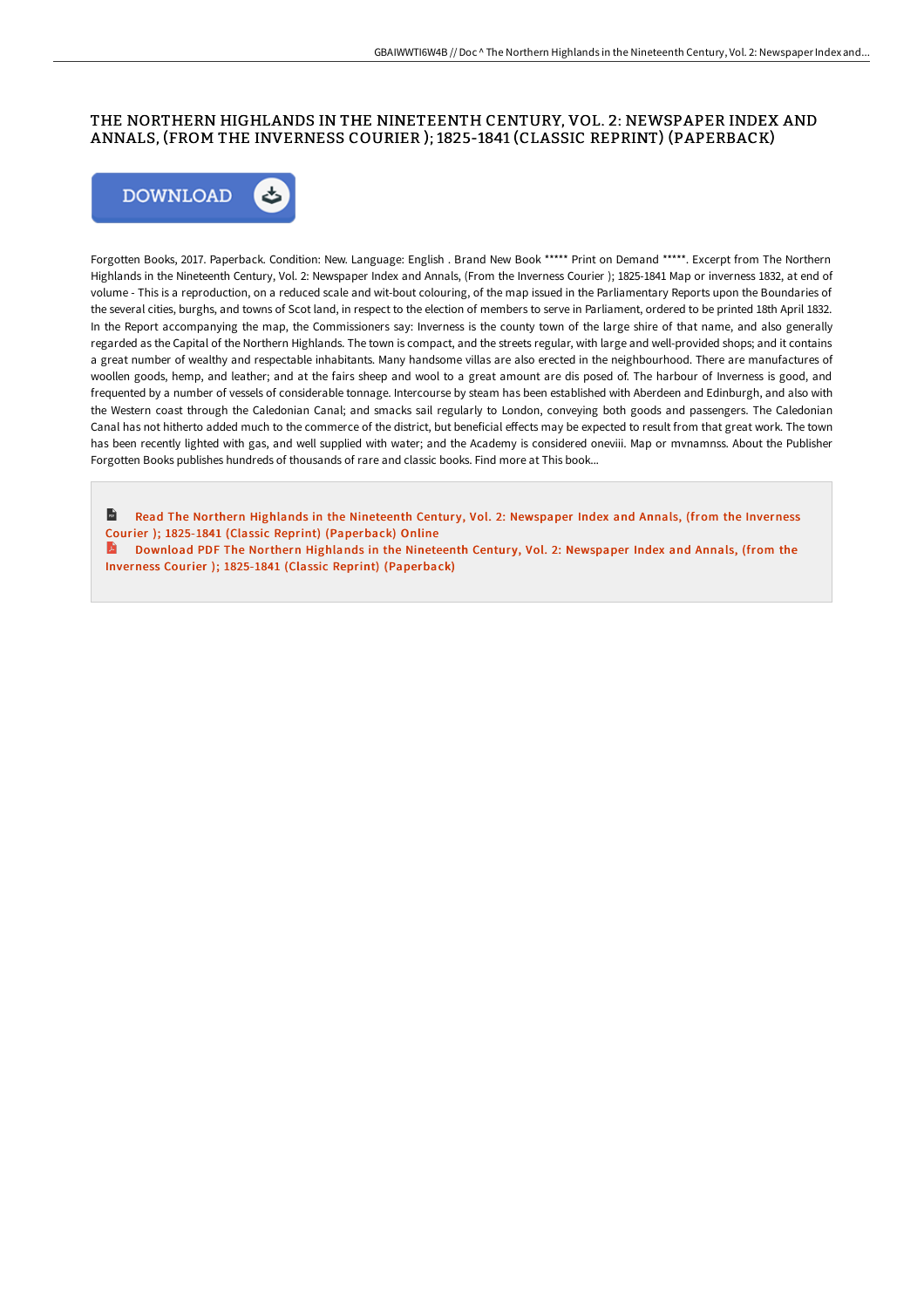# THE NORTHERN HIGHLANDS IN THE NINETEENTH CENTURY, VOL. 2: NEWSPAPER INDEX AND ANNALS, (FROM THE INVERNESS COURIER ); 1825-1841 (CLASSIC REPRINT) (PAPERBACK)

DOWNLOAD

Forgotten Books, 2017. Paperback. Condition: New. Language: English . Brand New Book ***** Print on Demand *****. Excerpt from The Northern Highlands in the Nineteenth Century, Vol. 2: Newspaper Index and Annals, (From the Inverness Courier ); 1825-1841 Map or inverness 1832, at end of volume - This is a reproduction, on a reduced scale and wit-bout colouring, of the map issued in the Parliamentary Reports upon the Boundaries of the several cities, burghs, and towns of Scot land, in respect to the election of members to serve in Parliament, ordered to be printed 18th April 1832. In the Report accompanying the map, the Commissioners say: Inverness is the county town of the large shire of that name, and also generally regarded as the Capital of the Northern Highlands. The town is compact, and the streets regular, with large and well-provided shops; and it contains a great number of wealthy and respectable inhabitants. Many handsome villas are also erected in the neighbourhood. There are manufactures of woollen goods, hemp, and leather; and at the fairs sheep and wool to a great amount are dis posed of. The harbour of Inverness is good, and frequented by a number of vessels of considerable tonnage. Intercourse by steam has been established with Aberdeen and Edinburgh, and also with the Western coast through the Caledonian Canal; and smacks sail regularly to London, conveying both goods and passengers. The Caledonian Canal has not hitherto added much to the commerce of the district, but beneficial effects may be expected to result from that great work. The town has been recently lighted with gas, and well supplied with water; and the Academy is considered oneviii. Map or mvnamnss. About the Publisher Forgotten Books publishes hundreds of thousands of rare and classic books. Find more at This book...

Read The Northern Highlands in the Nineteenth Century, Vol. 2: Newspaper Index and Annals, (from the Inverness Courier ); 1825-1841 (Classic Reprint) (Paperback) Online

Download PDF The Northern Highlands in the Nineteenth Century, Vol. 2: Newspaper Index and Annals, (from the Inverness Courier ); 1825-1841 (Classic Reprint) (Paperback)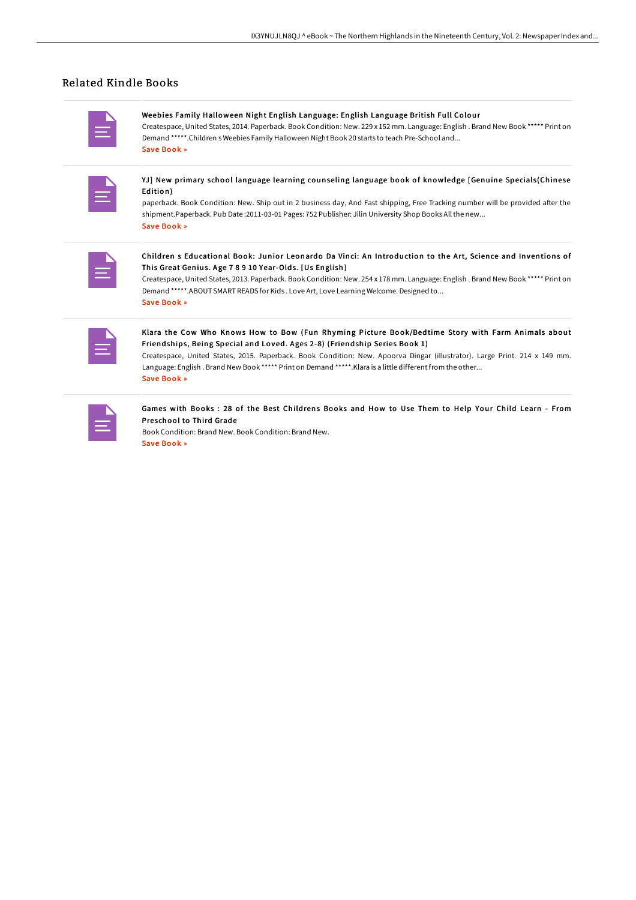## Related Kindle Books

**Weebies Family Halloween Night English Language: English Language British Full Colour**

Createspace, United States, 2014. Paperback. Book Condition: New. 229 x 152 mm. Language: English . Brand New Book ***** Print on Demand *****.Children s Weebies Family Halloween Night Book 20 starts to teach Pre-School and...

Save Book »

**YJ] New primary school language learning counseling language book of knowledge [Genuine Specials(Chinese Edition)**

paperback. Book Condition: New. Ship out in 2 business day, And Fast shipping, Free Tracking number will be provided after the shipment.Paperback. Pub Date :2011-03-01 Pages: 752 Publisher: Jilin University Shop Books All the new...

Save Book »

**Children s Educational Book: Junior Leonardo Da Vinci: An Introduction to the Art, Science and Inventions of This Great Genius. Age 7 8 9 10 Year-Olds. [Us English]**

Createspace, United States, 2013. Paperback. Book Condition: New. 254 x 178 mm. Language: English . Brand New Book ***** Print on Demand *****.ABOUT SMART READS for Kids . Love Art, Love Learning Welcome. Designed to...

Save Book »

**Klara the Cow Who Knows How to Bow (Fun Rhyming Picture Book/Bedtime Story with Farm Animals about Friendships, Being Special and Loved. Ages 2-8) (Friendship Series Book 1)**

Createspace, United States, 2015. Paperback. Book Condition: New. Apoorva Dingar (illustrator). Large Print. 214 x 149 mm. Language: English . Brand New Book ***** Print on Demand *****.Klara is a little different from the other...

Save Book »

**Games with Books : 28 of the Best Childrens Books and How to Use Them to Help Your Child Learn - From Preschool to Third Grade**

Book Condition: Brand New. Book Condition: Brand New.

Save Book »